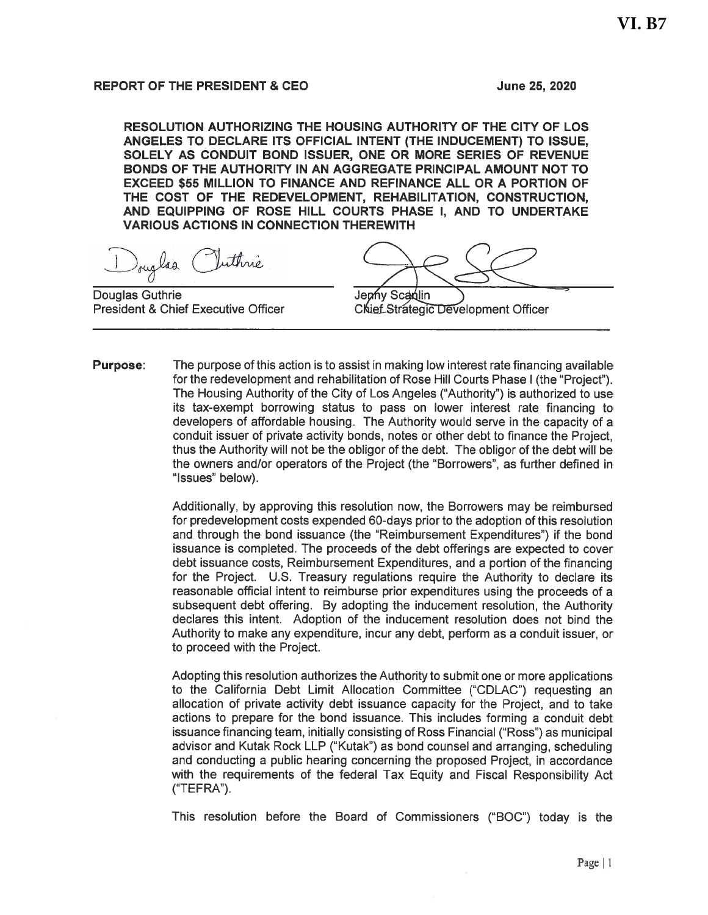**VI. B7**

**REPORT OF THE PRESIDENT & CEO** **June 25, 2020**

**RESOLUTION AUTHORIZING THE HOUSING AUTHORITY OF THE CITY OF LOS ANGELES TO DECLARE ITS OFFICIAL INTENT (THE INDUCEMENT) TO ISSUE, SOLELY AS CONDUIT BOND ISSUER, ONE OR MORE SERIES OF REVENUE BONDS OF THE AUTHORITY IN AN AGGREGATE PRINCIPAL AMOUNT NOT TO EXCEED $55 MILLION TO FINANCE AND REFINANCE ALL OR A PORTION OF THE COST OF THE REDEVELOPMENT, REHABILITATION, CONSTRUCTION, AND EQUIPPING OF ROSE HILL COURTS PHASE I, AND TO UNDERTAKE VARIOUS ACTIONS IN CONNECTION THEREWITH**

Douglas Guthrie
President & Chief Executive Officer

Jenny Scanlin
Chief Strategic Development Officer

**Purpose**: The purpose of this action is to assist in making low interest rate financing available for the redevelopment and rehabilitation of Rose Hill Courts Phase I (the "Project"). The Housing Authority of the City of Los Angeles ("Authority") is authorized to use its tax-exempt borrowing status to pass on lower interest rate financing to developers of affordable housing. The Authority would serve in the capacity of a conduit issuer of private activity bonds, notes or other debt to finance the Project, thus the Authority will not be the obligor of the debt. The obligor of the debt will be the owners and/or operators of the Project (the "Borrowers", as further defined in "Issues" below).

Additionally, by approving this resolution now, the Borrowers may be reimbursed for predevelopment costs expended 60-days prior to the adoption of this resolution and through the bond issuance (the "Reimbursement Expenditures") if the bond issuance is completed. The proceeds of the debt offerings are expected to cover debt issuance costs, Reimbursement Expenditures, and a portion of the financing for the Project. U.S. Treasury regulations require the Authority to declare its reasonable official intent to reimburse prior expenditures using the proceeds of a subsequent debt offering. By adopting the inducement resolution, the Authority declares this intent. Adoption of the inducement resolution does not bind the Authority to make any expenditure, incur any debt, perform as a conduit issuer, or to proceed with the Project.

Adopting this resolution authorizes the Authority to submit one or more applications to the California Debt Limit Allocation Committee ("CDLAC") requesting an allocation of private activity debt issuance capacity for the Project, and to take actions to prepare for the bond issuance. This includes forming a conduit debt issuance financing team, initially consisting of Ross Financial ("Ross") as municipal advisor and Kutak Rock LLP ("Kutak") as bond counsel and arranging, scheduling and conducting a public hearing concerning the proposed Project, in accordance with the requirements of the federal Tax Equity and Fiscal Responsibility Act ("TEFRA").

This resolution before the Board of Commissioners ("BOC") today is the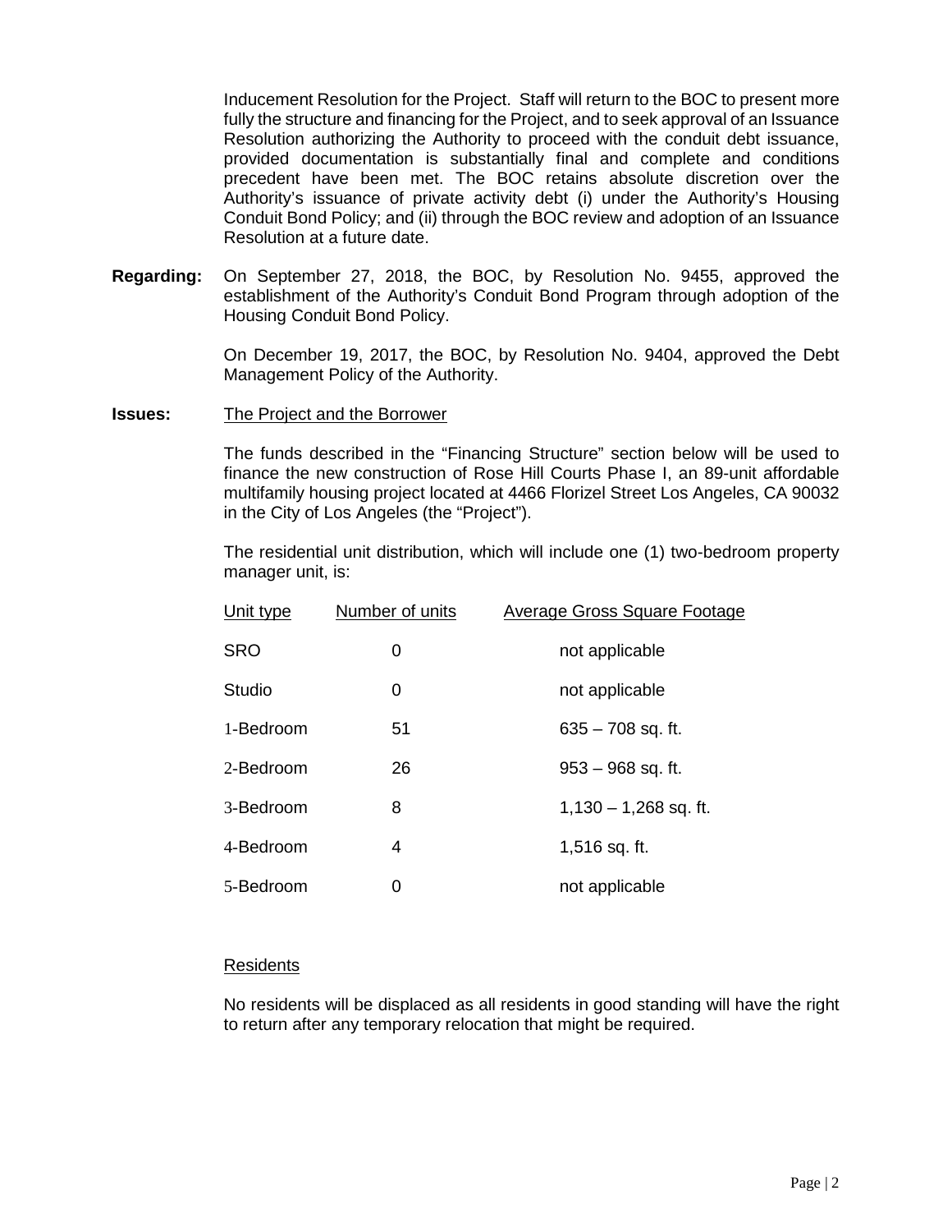Inducement Resolution for the Project. Staff will return to the BOC to present more fully the structure and financing for the Project, and to seek approval of an Issuance Resolution authorizing the Authority to proceed with the conduit debt issuance, provided documentation is substantially final and complete and conditions precedent have been met. The BOC retains absolute discretion over the Authority's issuance of private activity debt (i) under the Authority's Housing Conduit Bond Policy; and (ii) through the BOC review and adoption of an Issuance Resolution at a future date.

**Regarding:** On September 27, 2018, the BOC, by Resolution No. 9455, approved the establishment of the Authority's Conduit Bond Program through adoption of the Housing Conduit Bond Policy.

On December 19, 2017, the BOC, by Resolution No. 9404, approved the Debt Management Policy of the Authority.

**Issues:** The Project and the Borrower

The funds described in the "Financing Structure" section below will be used to finance the new construction of Rose Hill Courts Phase I, an 89-unit affordable multifamily housing project located at 4466 Florizel Street Los Angeles, CA 90032 in the City of Los Angeles (the "Project").

The residential unit distribution, which will include one (1) two-bedroom property manager unit, is:

| Unit type | Number of units | Average Gross Square Footage |
|---|---|---|
| SRO | 0 | not applicable |
| Studio | 0 | not applicable |
| 1-Bedroom | 51 | 635 – 708 sq. ft. |
| 2-Bedroom | 26 | 953 – 968 sq. ft. |
| 3-Bedroom | 8 | 1,130 – 1,268 sq. ft. |
| 4-Bedroom | 4 | 1,516 sq. ft. |
| 5-Bedroom | 0 | not applicable |

Residents

No residents will be displaced as all residents in good standing will have the right to return after any temporary relocation that might be required.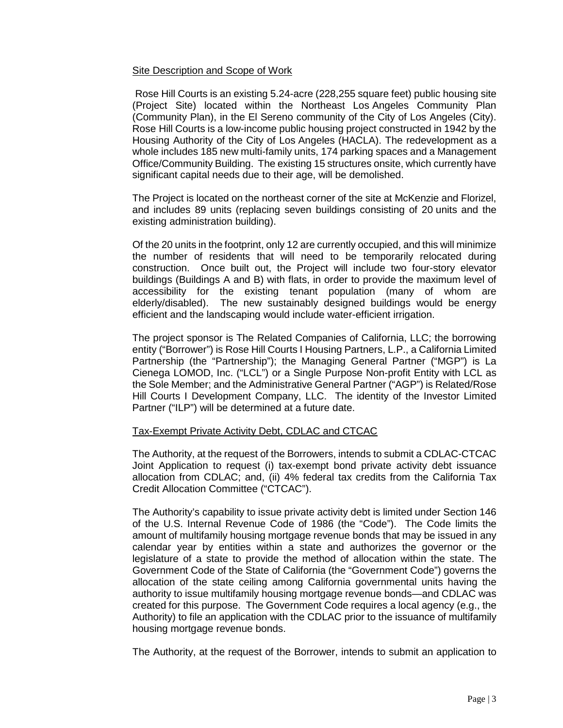## Site Description and Scope of Work

Rose Hill Courts is an existing 5.24-acre (228,255 square feet) public housing site (Project Site) located within the Northeast Los Angeles Community Plan (Community Plan), in the El Sereno community of the City of Los Angeles (City). Rose Hill Courts is a low-income public housing project constructed in 1942 by the Housing Authority of the City of Los Angeles (HACLA). The redevelopment as a whole includes 185 new multi-family units, 174 parking spaces and a Management Office/Community Building. The existing 15 structures onsite, which currently have significant capital needs due to their age, will be demolished.

The Project is located on the northeast corner of the site at McKenzie and Florizel, and includes 89 units (replacing seven buildings consisting of 20 units and the existing administration building).

Of the 20 units in the footprint, only 12 are currently occupied, and this will minimize the number of residents that will need to be temporarily relocated during construction. Once built out, the Project will include two four-story elevator buildings (Buildings A and B) with flats, in order to provide the maximum level of accessibility for the existing tenant population (many of whom are elderly/disabled). The new sustainably designed buildings would be energy efficient and the landscaping would include water-efficient irrigation.

The project sponsor is The Related Companies of California, LLC; the borrowing entity ("Borrower") is Rose Hill Courts I Housing Partners, L.P., a California Limited Partnership (the "Partnership"); the Managing General Partner ("MGP") is La Cienega LOMOD, Inc. ("LCL") or a Single Purpose Non-profit Entity with LCL as the Sole Member; and the Administrative General Partner ("AGP") is Related/Rose Hill Courts I Development Company, LLC. The identity of the Investor Limited Partner ("ILP") will be determined at a future date.

## Tax-Exempt Private Activity Debt, CDLAC and CTCAC

The Authority, at the request of the Borrowers, intends to submit a CDLAC-CTCAC Joint Application to request (i) tax-exempt bond private activity debt issuance allocation from CDLAC; and, (ii) 4% federal tax credits from the California Tax Credit Allocation Committee ("CTCAC").

The Authority's capability to issue private activity debt is limited under Section 146 of the U.S. Internal Revenue Code of 1986 (the "Code"). The Code limits the amount of multifamily housing mortgage revenue bonds that may be issued in any calendar year by entities within a state and authorizes the governor or the legislature of a state to provide the method of allocation within the state. The Government Code of the State of California (the "Government Code") governs the allocation of the state ceiling among California governmental units having the authority to issue multifamily housing mortgage revenue bonds—and CDLAC was created for this purpose. The Government Code requires a local agency (e.g., the Authority) to file an application with the CDLAC prior to the issuance of multifamily housing mortgage revenue bonds.

The Authority, at the request of the Borrower, intends to submit an application to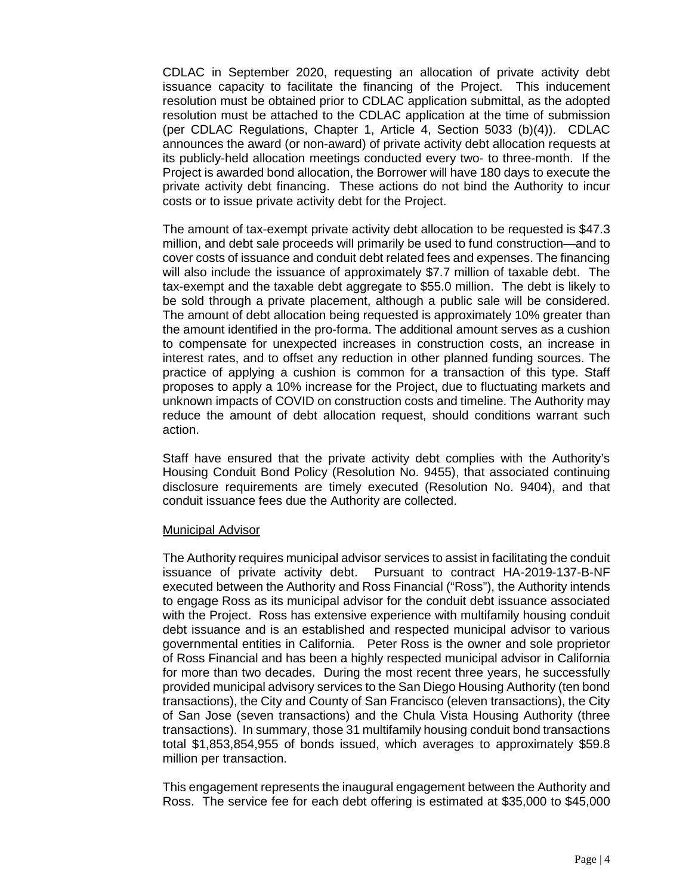CDLAC in September 2020, requesting an allocation of private activity debt issuance capacity to facilitate the financing of the Project. This inducement resolution must be obtained prior to CDLAC application submittal, as the adopted resolution must be attached to the CDLAC application at the time of submission (per CDLAC Regulations, Chapter 1, Article 4, Section 5033 (b)(4)). CDLAC announces the award (or non-award) of private activity debt allocation requests at its publicly-held allocation meetings conducted every two- to three-month. If the Project is awarded bond allocation, the Borrower will have 180 days to execute the private activity debt financing. These actions do not bind the Authority to incur costs or to issue private activity debt for the Project.

The amount of tax-exempt private activity debt allocation to be requested is $47.3 million, and debt sale proceeds will primarily be used to fund construction—and to cover costs of issuance and conduit debt related fees and expenses. The financing will also include the issuance of approximately $7.7 million of taxable debt. The tax-exempt and the taxable debt aggregate to $55.0 million. The debt is likely to be sold through a private placement, although a public sale will be considered. The amount of debt allocation being requested is approximately 10% greater than the amount identified in the pro-forma. The additional amount serves as a cushion to compensate for unexpected increases in construction costs, an increase in interest rates, and to offset any reduction in other planned funding sources. The practice of applying a cushion is common for a transaction of this type. Staff proposes to apply a 10% increase for the Project, due to fluctuating markets and unknown impacts of COVID on construction costs and timeline. The Authority may reduce the amount of debt allocation request, should conditions warrant such action.

Staff have ensured that the private activity debt complies with the Authority's Housing Conduit Bond Policy (Resolution No. 9455), that associated continuing disclosure requirements are timely executed (Resolution No. 9404), and that conduit issuance fees due the Authority are collected.

Municipal Advisor

The Authority requires municipal advisor services to assist in facilitating the conduit issuance of private activity debt. Pursuant to contract HA-2019-137-B-NF executed between the Authority and Ross Financial ("Ross"), the Authority intends to engage Ross as its municipal advisor for the conduit debt issuance associated with the Project. Ross has extensive experience with multifamily housing conduit debt issuance and is an established and respected municipal advisor to various governmental entities in California. Peter Ross is the owner and sole proprietor of Ross Financial and has been a highly respected municipal advisor in California for more than two decades. During the most recent three years, he successfully provided municipal advisory services to the San Diego Housing Authority (ten bond transactions), the City and County of San Francisco (eleven transactions), the City of San Jose (seven transactions) and the Chula Vista Housing Authority (three transactions). In summary, those 31 multifamily housing conduit bond transactions total $1,853,854,955 of bonds issued, which averages to approximately $59.8 million per transaction.

This engagement represents the inaugural engagement between the Authority and Ross. The service fee for each debt offering is estimated at $35,000 to $45,000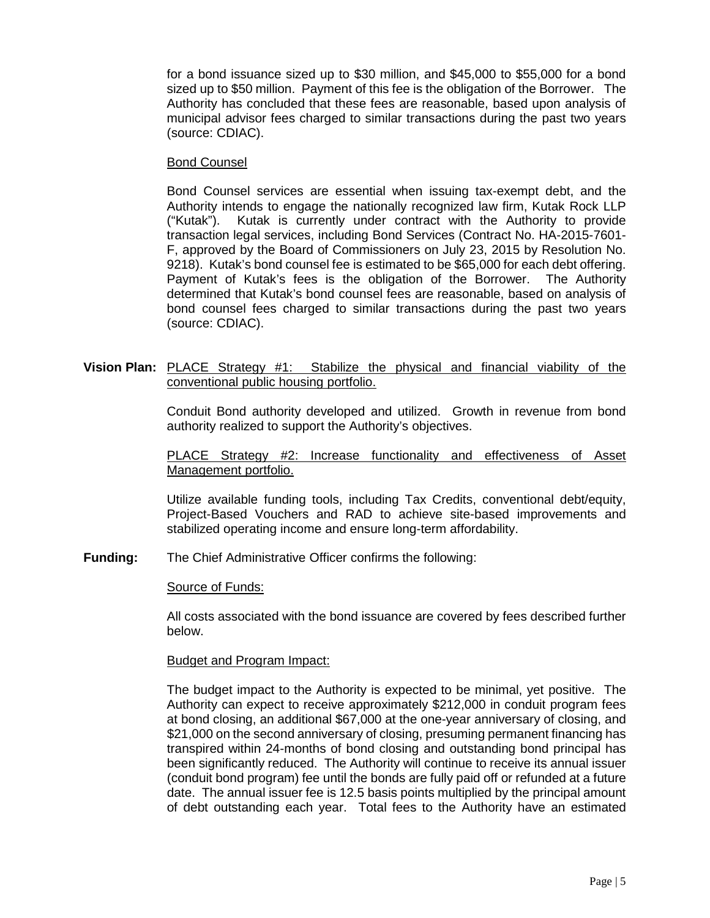for a bond issuance sized up to $30 million, and $45,000 to $55,000 for a bond sized up to $50 million. Payment of this fee is the obligation of the Borrower. The Authority has concluded that these fees are reasonable, based upon analysis of municipal advisor fees charged to similar transactions during the past two years (source: CDIAC).

Bond Counsel

Bond Counsel services are essential when issuing tax-exempt debt, and the Authority intends to engage the nationally recognized law firm, Kutak Rock LLP ("Kutak"). Kutak is currently under contract with the Authority to provide transaction legal services, including Bond Services (Contract No. HA-2015-7601-F, approved by the Board of Commissioners on July 23, 2015 by Resolution No. 9218). Kutak's bond counsel fee is estimated to be $65,000 for each debt offering. Payment of Kutak's fees is the obligation of the Borrower. The Authority determined that Kutak's bond counsel fees are reasonable, based on analysis of bond counsel fees charged to similar transactions during the past two years (source: CDIAC).

**Vision Plan:** PLACE Strategy #1: Stabilize the physical and financial viability of the conventional public housing portfolio.

Conduit Bond authority developed and utilized. Growth in revenue from bond authority realized to support the Authority's objectives.

PLACE Strategy #2: Increase functionality and effectiveness of Asset Management portfolio.

Utilize available funding tools, including Tax Credits, conventional debt/equity, Project-Based Vouchers and RAD to achieve site-based improvements and stabilized operating income and ensure long-term affordability.

**Funding:** The Chief Administrative Officer confirms the following:

Source of Funds:

All costs associated with the bond issuance are covered by fees described further below.

Budget and Program Impact:

The budget impact to the Authority is expected to be minimal, yet positive. The Authority can expect to receive approximately $212,000 in conduit program fees at bond closing, an additional $67,000 at the one-year anniversary of closing, and $21,000 on the second anniversary of closing, presuming permanent financing has transpired within 24-months of bond closing and outstanding bond principal has been significantly reduced. The Authority will continue to receive its annual issuer (conduit bond program) fee until the bonds are fully paid off or refunded at a future date. The annual issuer fee is 12.5 basis points multiplied by the principal amount of debt outstanding each year. Total fees to the Authority have an estimated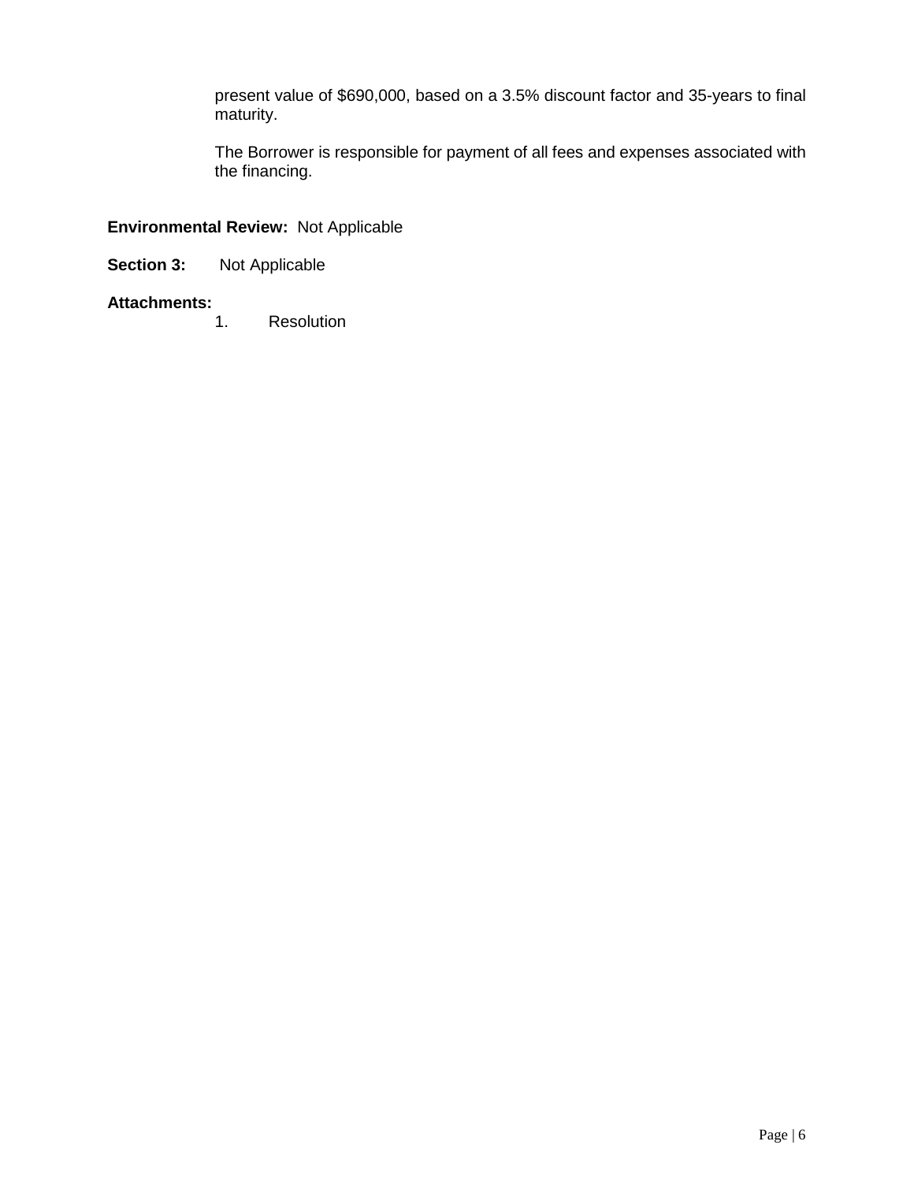present value of $690,000, based on a 3.5% discount factor and 35-years to final maturity.

The Borrower is responsible for payment of all fees and expenses associated with the financing.

**Environmental Review:** Not Applicable

**Section 3:** Not Applicable

**Attachments:**

1. Resolution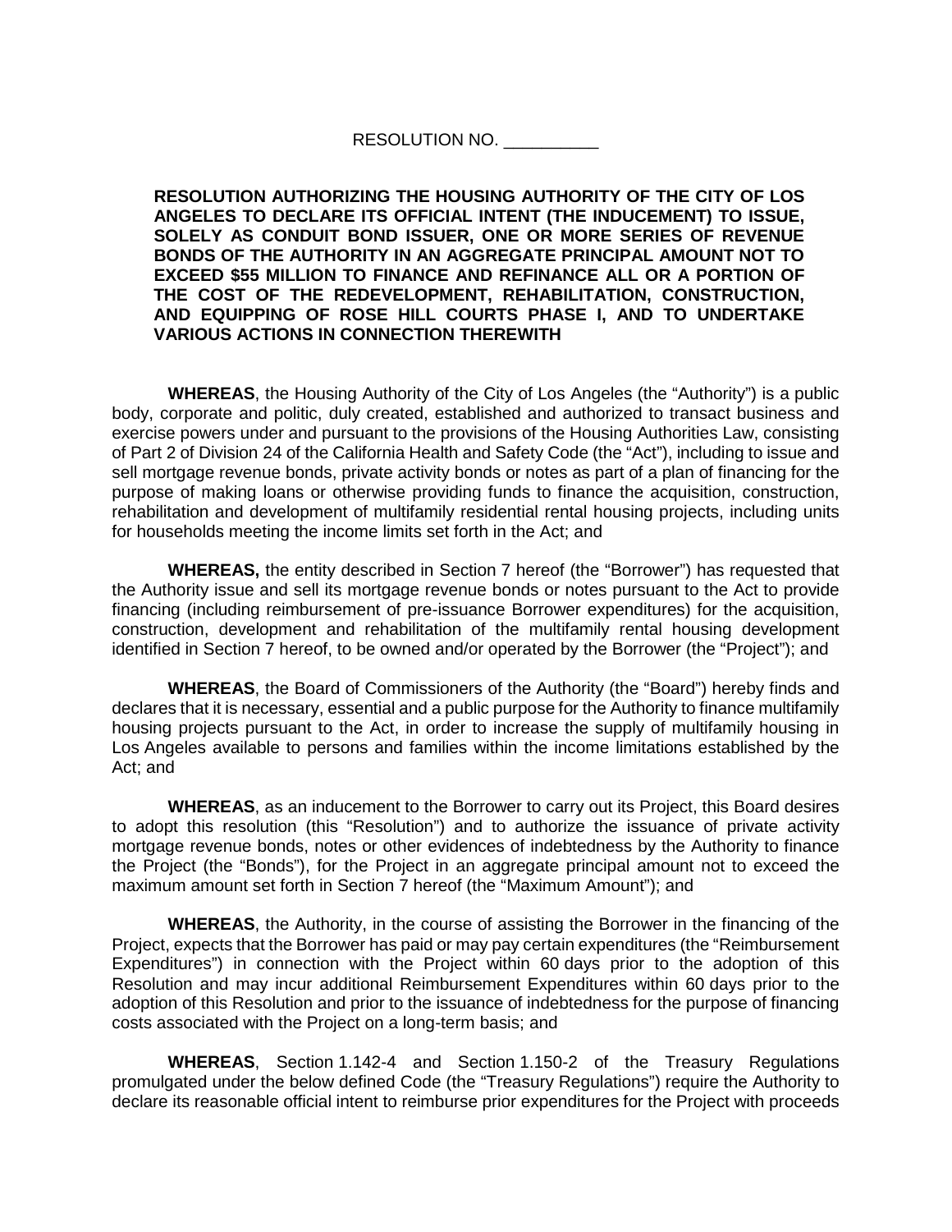RESOLUTION NO. __________

**RESOLUTION AUTHORIZING THE HOUSING AUTHORITY OF THE CITY OF LOS ANGELES TO DECLARE ITS OFFICIAL INTENT (THE INDUCEMENT) TO ISSUE, SOLELY AS CONDUIT BOND ISSUER, ONE OR MORE SERIES OF REVENUE BONDS OF THE AUTHORITY IN AN AGGREGATE PRINCIPAL AMOUNT NOT TO EXCEED $55 MILLION TO FINANCE AND REFINANCE ALL OR A PORTION OF THE COST OF THE REDEVELOPMENT, REHABILITATION, CONSTRUCTION, AND EQUIPPING OF ROSE HILL COURTS PHASE I, AND TO UNDERTAKE VARIOUS ACTIONS IN CONNECTION THEREWITH**

**WHEREAS**, the Housing Authority of the City of Los Angeles (the "Authority") is a public body, corporate and politic, duly created, established and authorized to transact business and exercise powers under and pursuant to the provisions of the Housing Authorities Law, consisting of Part 2 of Division 24 of the California Health and Safety Code (the "Act"), including to issue and sell mortgage revenue bonds, private activity bonds or notes as part of a plan of financing for the purpose of making loans or otherwise providing funds to finance the acquisition, construction, rehabilitation and development of multifamily residential rental housing projects, including units for households meeting the income limits set forth in the Act; and

**WHEREAS,** the entity described in Section 7 hereof (the "Borrower") has requested that the Authority issue and sell its mortgage revenue bonds or notes pursuant to the Act to provide financing (including reimbursement of pre-issuance Borrower expenditures) for the acquisition, construction, development and rehabilitation of the multifamily rental housing development identified in Section 7 hereof, to be owned and/or operated by the Borrower (the "Project"); and

**WHEREAS**, the Board of Commissioners of the Authority (the "Board") hereby finds and declares that it is necessary, essential and a public purpose for the Authority to finance multifamily housing projects pursuant to the Act, in order to increase the supply of multifamily housing in Los Angeles available to persons and families within the income limitations established by the Act; and

**WHEREAS**, as an inducement to the Borrower to carry out its Project, this Board desires to adopt this resolution (this "Resolution") and to authorize the issuance of private activity mortgage revenue bonds, notes or other evidences of indebtedness by the Authority to finance the Project (the "Bonds"), for the Project in an aggregate principal amount not to exceed the maximum amount set forth in Section 7 hereof (the "Maximum Amount"); and

**WHEREAS**, the Authority, in the course of assisting the Borrower in the financing of the Project, expects that the Borrower has paid or may pay certain expenditures (the "Reimbursement Expenditures") in connection with the Project within 60 days prior to the adoption of this Resolution and may incur additional Reimbursement Expenditures within 60 days prior to the adoption of this Resolution and prior to the issuance of indebtedness for the purpose of financing costs associated with the Project on a long-term basis; and

**WHEREAS**, Section 1.142-4 and Section 1.150-2 of the Treasury Regulations promulgated under the below defined Code (the "Treasury Regulations") require the Authority to declare its reasonable official intent to reimburse prior expenditures for the Project with proceeds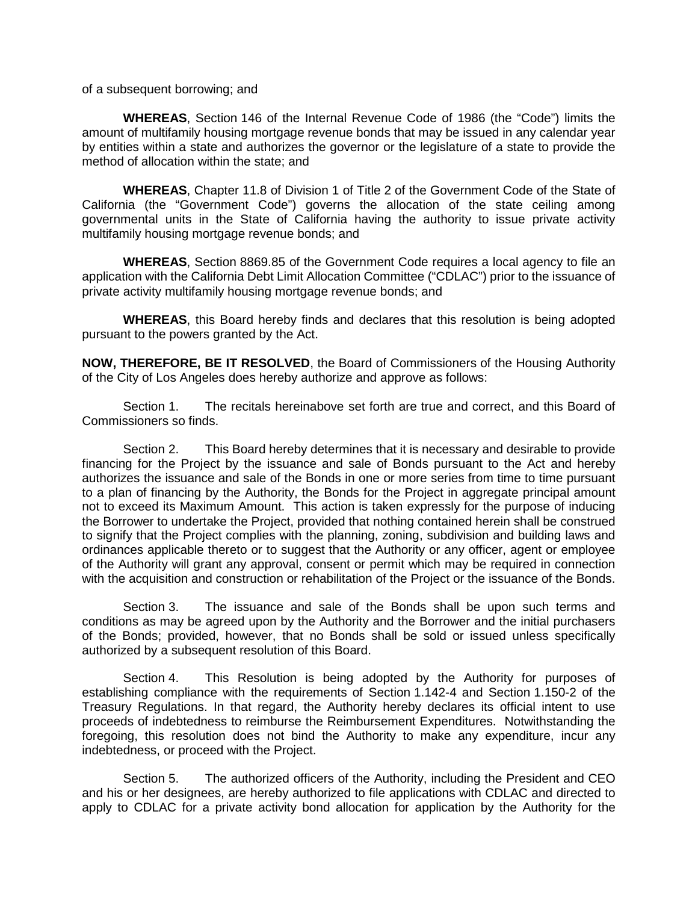of a subsequent borrowing; and

**WHEREAS**, Section 146 of the Internal Revenue Code of 1986 (the "Code") limits the amount of multifamily housing mortgage revenue bonds that may be issued in any calendar year by entities within a state and authorizes the governor or the legislature of a state to provide the method of allocation within the state; and

**WHEREAS**, Chapter 11.8 of Division 1 of Title 2 of the Government Code of the State of California (the "Government Code") governs the allocation of the state ceiling among governmental units in the State of California having the authority to issue private activity multifamily housing mortgage revenue bonds; and

**WHEREAS**, Section 8869.85 of the Government Code requires a local agency to file an application with the California Debt Limit Allocation Committee ("CDLAC") prior to the issuance of private activity multifamily housing mortgage revenue bonds; and

**WHEREAS**, this Board hereby finds and declares that this resolution is being adopted pursuant to the powers granted by the Act.

**NOW, THEREFORE, BE IT RESOLVED**, the Board of Commissioners of the Housing Authority of the City of Los Angeles does hereby authorize and approve as follows:

Section 1. The recitals hereinabove set forth are true and correct, and this Board of Commissioners so finds.

Section 2. This Board hereby determines that it is necessary and desirable to provide financing for the Project by the issuance and sale of Bonds pursuant to the Act and hereby authorizes the issuance and sale of the Bonds in one or more series from time to time pursuant to a plan of financing by the Authority, the Bonds for the Project in aggregate principal amount not to exceed its Maximum Amount. This action is taken expressly for the purpose of inducing the Borrower to undertake the Project, provided that nothing contained herein shall be construed to signify that the Project complies with the planning, zoning, subdivision and building laws and ordinances applicable thereto or to suggest that the Authority or any officer, agent or employee of the Authority will grant any approval, consent or permit which may be required in connection with the acquisition and construction or rehabilitation of the Project or the issuance of the Bonds.

Section 3. The issuance and sale of the Bonds shall be upon such terms and conditions as may be agreed upon by the Authority and the Borrower and the initial purchasers of the Bonds; provided, however, that no Bonds shall be sold or issued unless specifically authorized by a subsequent resolution of this Board.

Section 4. This Resolution is being adopted by the Authority for purposes of establishing compliance with the requirements of Section 1.142-4 and Section 1.150-2 of the Treasury Regulations. In that regard, the Authority hereby declares its official intent to use proceeds of indebtedness to reimburse the Reimbursement Expenditures. Notwithstanding the foregoing, this resolution does not bind the Authority to make any expenditure, incur any indebtedness, or proceed with the Project.

Section 5. The authorized officers of the Authority, including the President and CEO and his or her designees, are hereby authorized to file applications with CDLAC and directed to apply to CDLAC for a private activity bond allocation for application by the Authority for the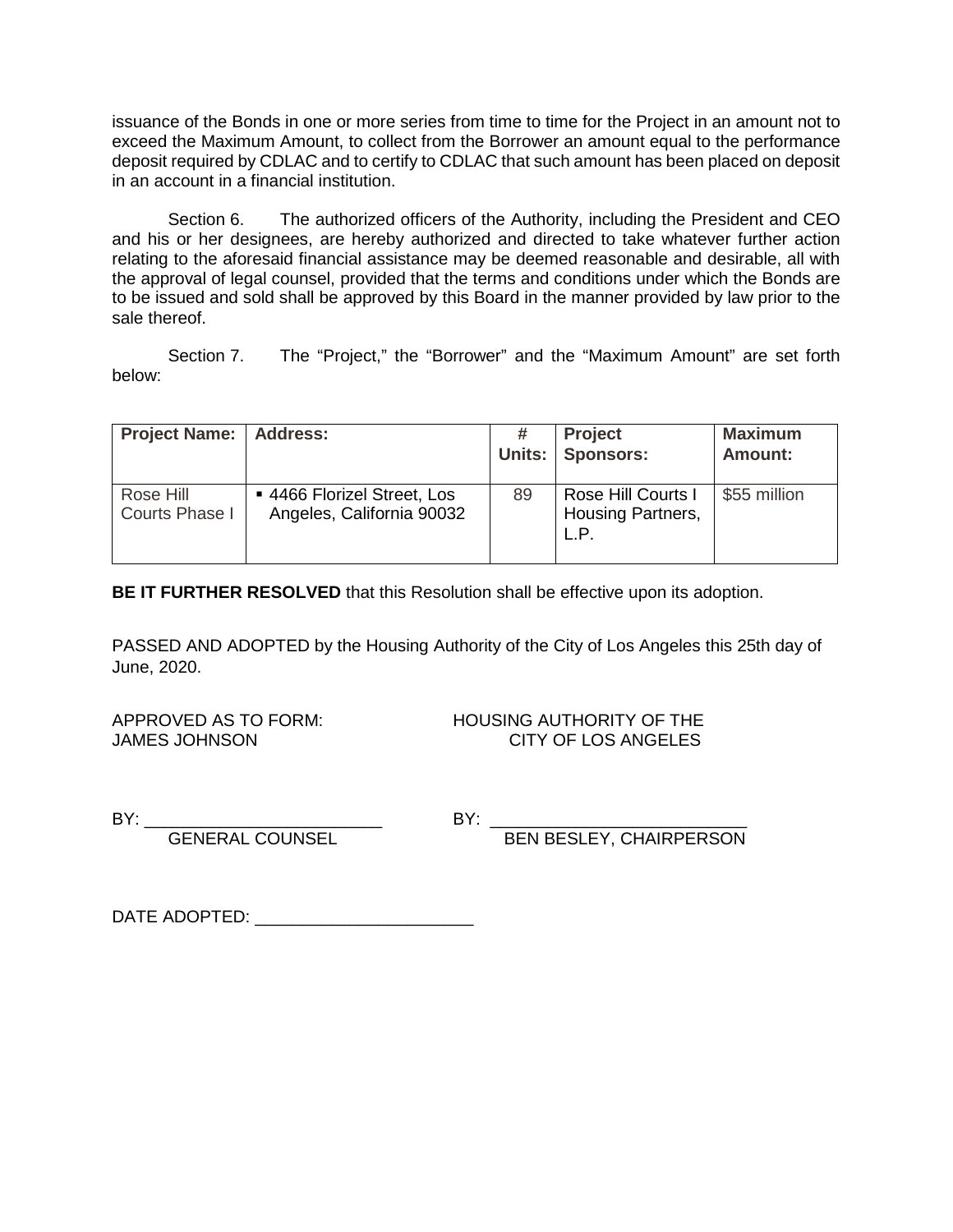issuance of the Bonds in one or more series from time to time for the Project in an amount not to exceed the Maximum Amount, to collect from the Borrower an amount equal to the performance deposit required by CDLAC and to certify to CDLAC that such amount has been placed on deposit in an account in a financial institution.

Section 6. The authorized officers of the Authority, including the President and CEO and his or her designees, are hereby authorized and directed to take whatever further action relating to the aforesaid financial assistance may be deemed reasonable and desirable, all with the approval of legal counsel, provided that the terms and conditions under which the Bonds are to be issued and sold shall be approved by this Board in the manner provided by law prior to the sale thereof.

Section 7. The "Project," the "Borrower" and the "Maximum Amount" are set forth below:

| **Project Name:** | **Address:** | **# Units:** | **Project Sponsors:** | **Maximum Amount:** |
|---|---|---|---|---|
| Rose Hill Courts Phase I | ▪ 4466 Florizel Street, Los Angeles, California 90032 | 89 | Rose Hill Courts I Housing Partners, L.P. | $55 million |

**BE IT FURTHER RESOLVED** that this Resolution shall be effective upon its adoption.

PASSED AND ADOPTED by the Housing Authority of the City of Los Angeles this 25th day of June, 2020.

APPROVED AS TO FORM:
JAMES JOHNSON

BY: _________________________
GENERAL COUNSEL

HOUSING AUTHORITY OF THE
CITY OF LOS ANGELES

BY: _________________________
BEN BESLEY, CHAIRPERSON

DATE ADOPTED: _______________________